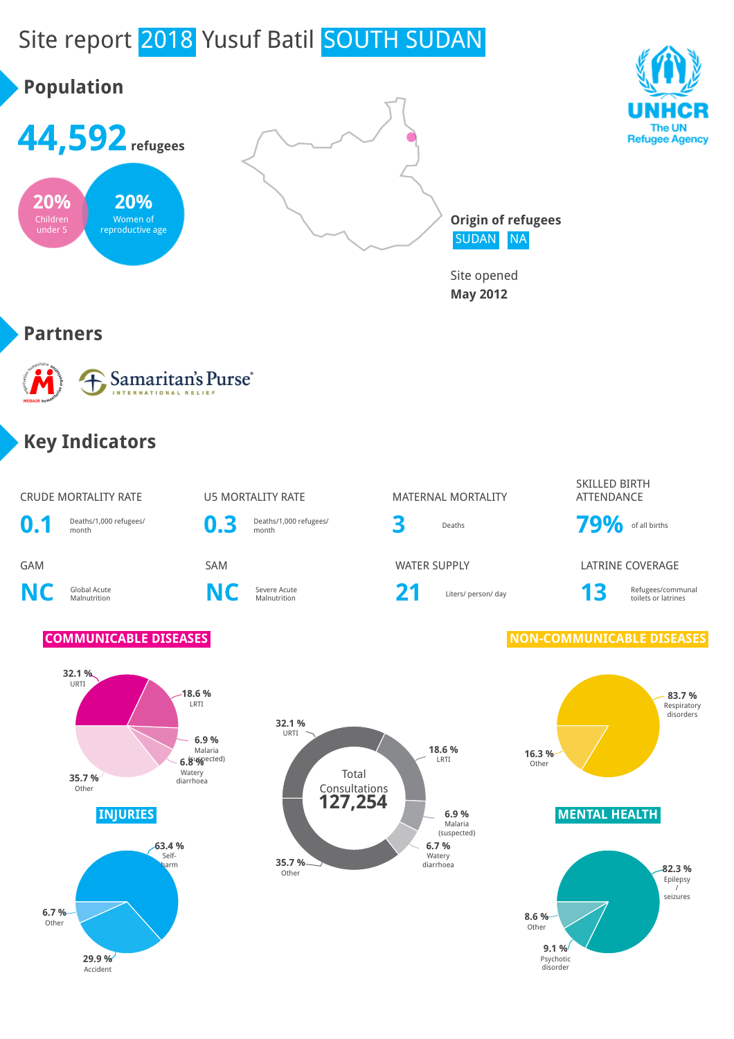# Site report 2018 Yusuf Batil SOUTH SUDAN

UNHCR
The UN Refugee Agency

## Population

**44,592** refugees

**20%** Children under 5

**20%** Women of reproductive age

**Origin of refugees**
SUDAN NA

Site opened
**May 2012**

## Partners

MEDAIR

Samaritan's Purse International Relief

## Key Indicators

| Indicator | Value | Unit |
|---|---|---|
| CRUDE MORTALITY RATE | 0.1 | Deaths/1,000 refugees/ month |
| U5 MORTALITY RATE | 0.3 | Deaths/1,000 refugees/ month |
| MATERNAL MORTALITY | 3 | Deaths |
| SKILLED BIRTH ATTENDANCE | 79% | of all births |
| GAM | NC | Global Acute Malnutrition |
| SAM | NC | Severe Acute Malnutrition |
| WATER SUPPLY | 21 | Liters/ person/ day |
| LATRINE COVERAGE | 13 | Refugees/communal toilets or latrines |

### COMMUNICABLE DISEASES

- 32.1 % URTI
- 18.6 % LRTI
- 6.9 % Malaria (suspected)
- 6.8 % Watery diarrhoea
- 35.7 % Other

### Total Consultations 127,254

- 32.1 % URTI
- 18.6 % LRTI
- 6.9 % Malaria (suspected)
- 6.7 % Watery diarrhoea
- 35.7 % Other

### NON-COMMUNICABLE DISEASES

- 83.7 % Respiratory disorders
- 16.3 % Other

### INJURIES

- 63.4 % Self-harm
- 29.9 % Accident
- 6.7 % Other

### MENTAL HEALTH

- 82.3 % Epilepsy / seizures
- 9.1 % Psychotic disorder
- 8.6 % Other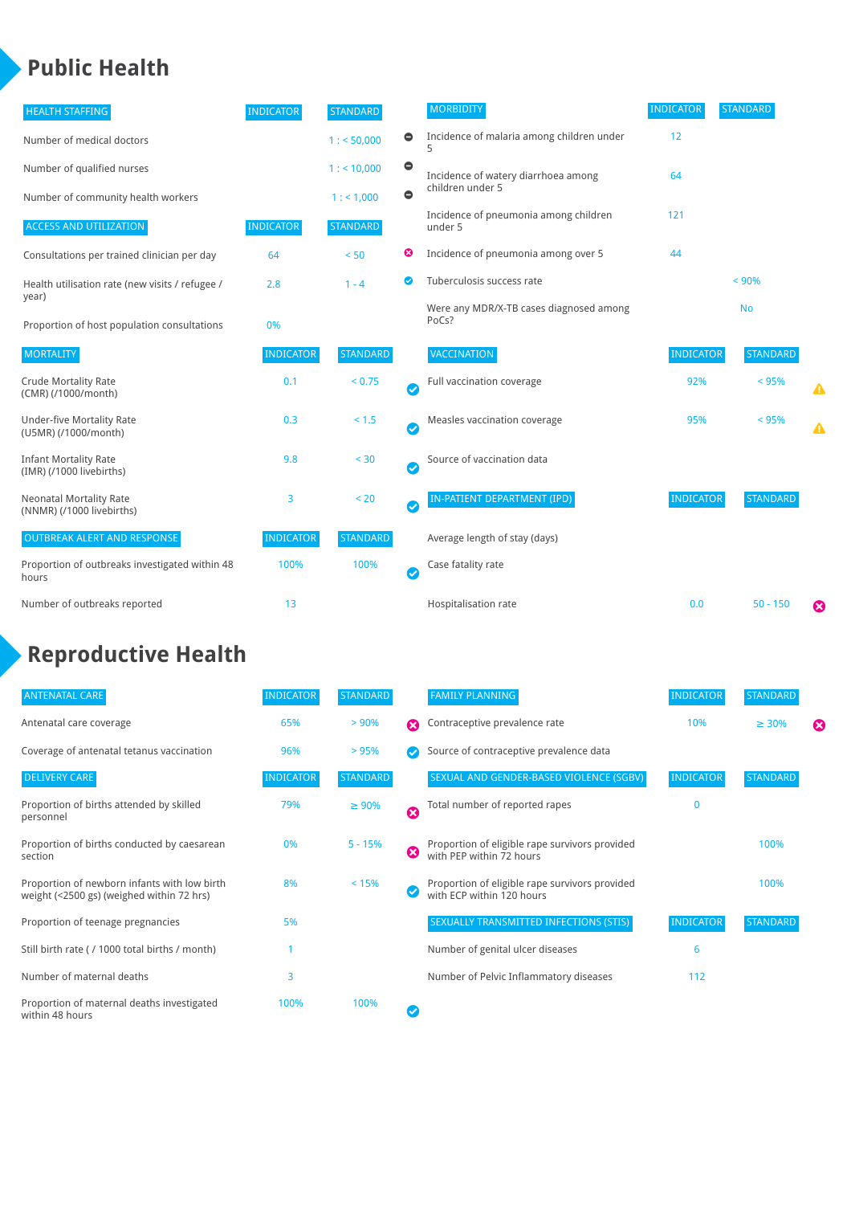# Public Health

| HEALTH STAFFING | INDICATOR | STANDARD | |
|---|---|---|---|
| Number of medical doctors | | 1 : < 50,000 | ⊖ |
| Number of qualified nurses | | 1 : < 10,000 | ⊖ |
| Number of community health workers | | 1 : < 1,000 | ⊖ |

| ACCESS AND UTILIZATION | INDICATOR | STANDARD | |
|---|---|---|---|
| Consultations per trained clinician per day | 64 | < 50 | ✖ |
| Health utilisation rate (new visits / refugee / year) | 2.8 | 1 - 4 | ✔ |
| Proportion of host population consultations | 0% | | |

| MORTALITY | INDICATOR | STANDARD | |
|---|---|---|---|
| Crude Mortality Rate (CMR) (/1000/month) | 0.1 | < 0.75 | ✔ |
| Under-five Mortality Rate (U5MR) (/1000/month) | 0.3 | < 1.5 | ✔ |
| Infant Mortality Rate (IMR) (/1000 livebirths) | 9.8 | < 30 | ✔ |
| Neonatal Mortality Rate (NNMR) (/1000 livebirths) | 3 | < 20 | ✔ |

| OUTBREAK ALERT AND RESPONSE | INDICATOR | STANDARD | |
|---|---|---|---|
| Proportion of outbreaks investigated within 48 hours | 100% | 100% | ✔ |
| Number of outbreaks reported | 13 | | |

| MORBIDITY | INDICATOR | STANDARD |
|---|---|---|
| Incidence of malaria among children under 5 | 12 | |
| Incidence of watery diarrhoea among children under 5 | 64 | |
| Incidence of pneumonia among children under 5 | 121 | |
| Incidence of pneumonia among over 5 | 44 | |
| Tuberculosis success rate | | < 90% |
| Were any MDR/X-TB cases diagnosed among PoCs? | | No |

| VACCINATION | INDICATOR | STANDARD | |
|---|---|---|---|
| Full vaccination coverage | 92% | < 95% | ⚠ |
| Measles vaccination coverage | 95% | < 95% | ⚠ |
| Source of vaccination data | | | |

| IN-PATIENT DEPARTMENT (IPD) | INDICATOR | STANDARD | |
|---|---|---|---|
| Average length of stay (days) | | | |
| Case fatality rate | | | |
| Hospitalisation rate | 0.0 | 50 - 150 | ✖ |

# Reproductive Health

| ANTENATAL CARE | INDICATOR | STANDARD | |
|---|---|---|---|
| Antenatal care coverage | 65% | > 90% | ✖ |
| Coverage of antenatal tetanus vaccination | 96% | > 95% | ✔ |

| DELIVERY CARE | INDICATOR | STANDARD | |
|---|---|---|---|
| Proportion of births attended by skilled personnel | 79% | ≥ 90% | ✖ |
| Proportion of births conducted by caesarean section | 0% | 5 - 15% | ✖ |
| Proportion of newborn infants with low birth weight (<2500 gs) (weighed within 72 hrs) | 8% | < 15% | ✔ |
| Proportion of teenage pregnancies | 5% | | |
| Still birth rate ( / 1000 total births / month) | 1 | | |
| Number of maternal deaths | 3 | | |
| Proportion of maternal deaths investigated within 48 hours | 100% | 100% | ✔ |

| FAMILY PLANNING | INDICATOR | STANDARD | |
|---|---|---|---|
| Contraceptive prevalence rate | 10% | ≥ 30% | ✖ |
| Source of contraceptive prevalence data | | | |

| SEXUAL AND GENDER-BASED VIOLENCE (SGBV) | INDICATOR | STANDARD |
|---|---|---|
| Total number of reported rapes | 0 | |
| Proportion of eligible rape survivors provided with PEP within 72 hours | | 100% |
| Proportion of eligible rape survivors provided with ECP within 120 hours | | 100% |

| SEXUALLY TRANSMITTED INFECTIONS (STIS) | INDICATOR | STANDARD |
|---|---|---|
| Number of genital ulcer diseases | 6 | |
| Number of Pelvic Inflammatory diseases | 112 | |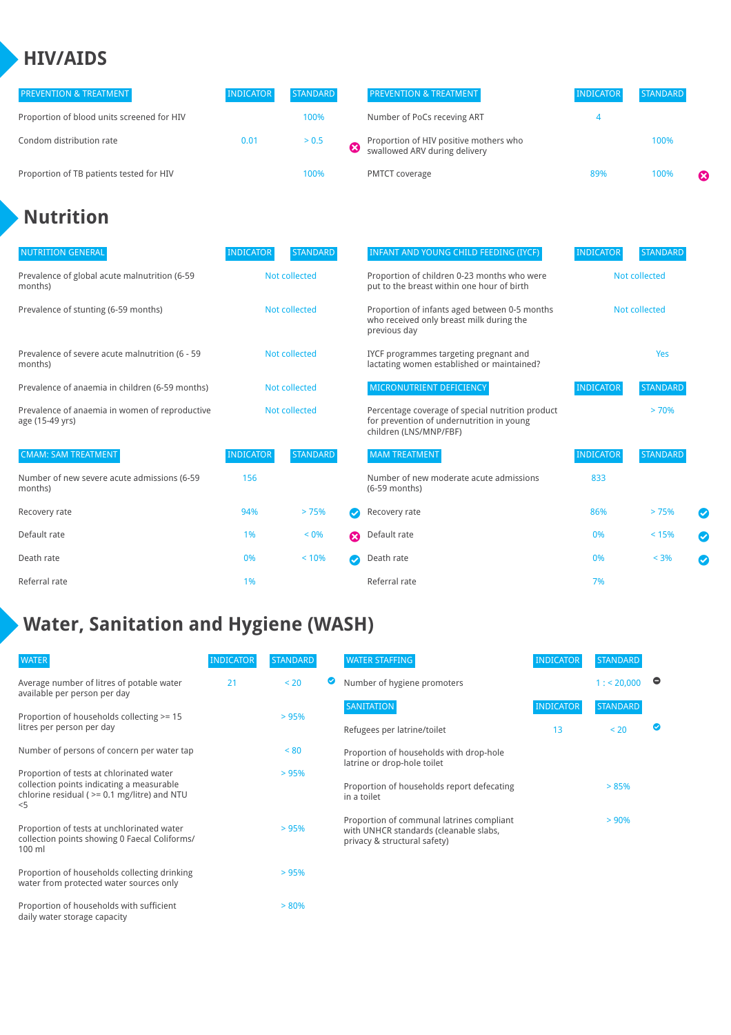# HIV/AIDS

| PREVENTION & TREATMENT | INDICATOR | STANDARD | |
|---|---|---|---|
| Proportion of blood units screened for HIV | | 100% | |
| Condom distribution rate | 0.01 | > 0.5 | ✖ |
| Proportion of TB patients tested for HIV | | 100% | |

| PREVENTION & TREATMENT | INDICATOR | STANDARD | |
|---|---|---|---|
| Number of PoCs receving ART | 4 | | |
| Proportion of HIV positive mothers who swallowed ARV during delivery | | 100% | |
| PMTCT coverage | 89% | 100% | ✖ |

# Nutrition

| NUTRITION GENERAL | INDICATOR | STANDARD |
|---|---|---|
| Prevalence of global acute malnutrition (6-59 months) | Not collected | |
| Prevalence of stunting (6-59 months) | Not collected | |
| Prevalence of severe acute malnutrition (6 - 59 months) | Not collected | |
| Prevalence of anaemia in children (6-59 months) | Not collected | |
| Prevalence of anaemia in women of reproductive age (15-49 yrs) | Not collected | |

| INFANT AND YOUNG CHILD FEEDING (IYCF) | INDICATOR | STANDARD |
|---|---|---|
| Proportion of children 0-23 months who were put to the breast within one hour of birth | Not collected | |
| Proportion of infants aged between 0-5 months who received only breast milk during the previous day | Not collected | |
| IYCF programmes targeting pregnant and lactating women established or maintained? | | Yes |

| MICRONUTRIENT DEFICIENCY | INDICATOR | STANDARD |
|---|---|---|
| Percentage coverage of special nutrition product for prevention of undernutrition in young children (LNS/MNP/FBF) | | > 70% |

| CMAM: SAM TREATMENT | INDICATOR | STANDARD | |
|---|---|---|---|
| Number of new severe acute admissions (6-59 months) | 156 | | |
| Recovery rate | 94% | > 75% | ✔ |
| Default rate | 1% | < 0% | ✖ |
| Death rate | 0% | < 10% | ✔ |
| Referral rate | 1% | | |

| MAM TREATMENT | INDICATOR | STANDARD | |
|---|---|---|---|
| Number of new moderate acute admissions (6-59 months) | 833 | | |
| Recovery rate | 86% | > 75% | ✔ |
| Default rate | 0% | < 15% | ✔ |
| Death rate | 0% | < 3% | ✔ |
| Referral rate | 7% | | |

# Water, Sanitation and Hygiene (WASH)

| WATER | INDICATOR | STANDARD | |
|---|---|---|---|
| Average number of litres of potable water available per person per day | 21 | < 20 | ✔ |
| Proportion of households collecting >= 15 litres per person per day | | > 95% | |
| Number of persons of concern per water tap | | < 80 | |
| Proportion of tests at chlorinated water collection points indicating a measurable chlorine residual ( >= 0.1 mg/litre) and NTU <5 | | > 95% | |
| Proportion of tests at unchlorinated water collection points showing 0 Faecal Coliforms/ 100 ml | | > 95% | |
| Proportion of households collecting drinking water from protected water sources only | | > 95% | |
| Proportion of households with sufficient daily water storage capacity | | > 80% | |

| WATER STAFFING | INDICATOR | STANDARD | |
|---|---|---|---|
| Number of hygiene promoters | | 1 : < 20,000 | ● |

| SANITATION | INDICATOR | STANDARD | |
|---|---|---|---|
| Refugees per latrine/toilet | 13 | < 20 | ✔ |
| Proportion of households with drop-hole latrine or drop-hole toilet | | | |
| Proportion of households report defecating in a toilet | | > 85% | |
| Proportion of communal latrines compliant with UNHCR standards (cleanable slabs, privacy & structural safety) | | > 90% | |